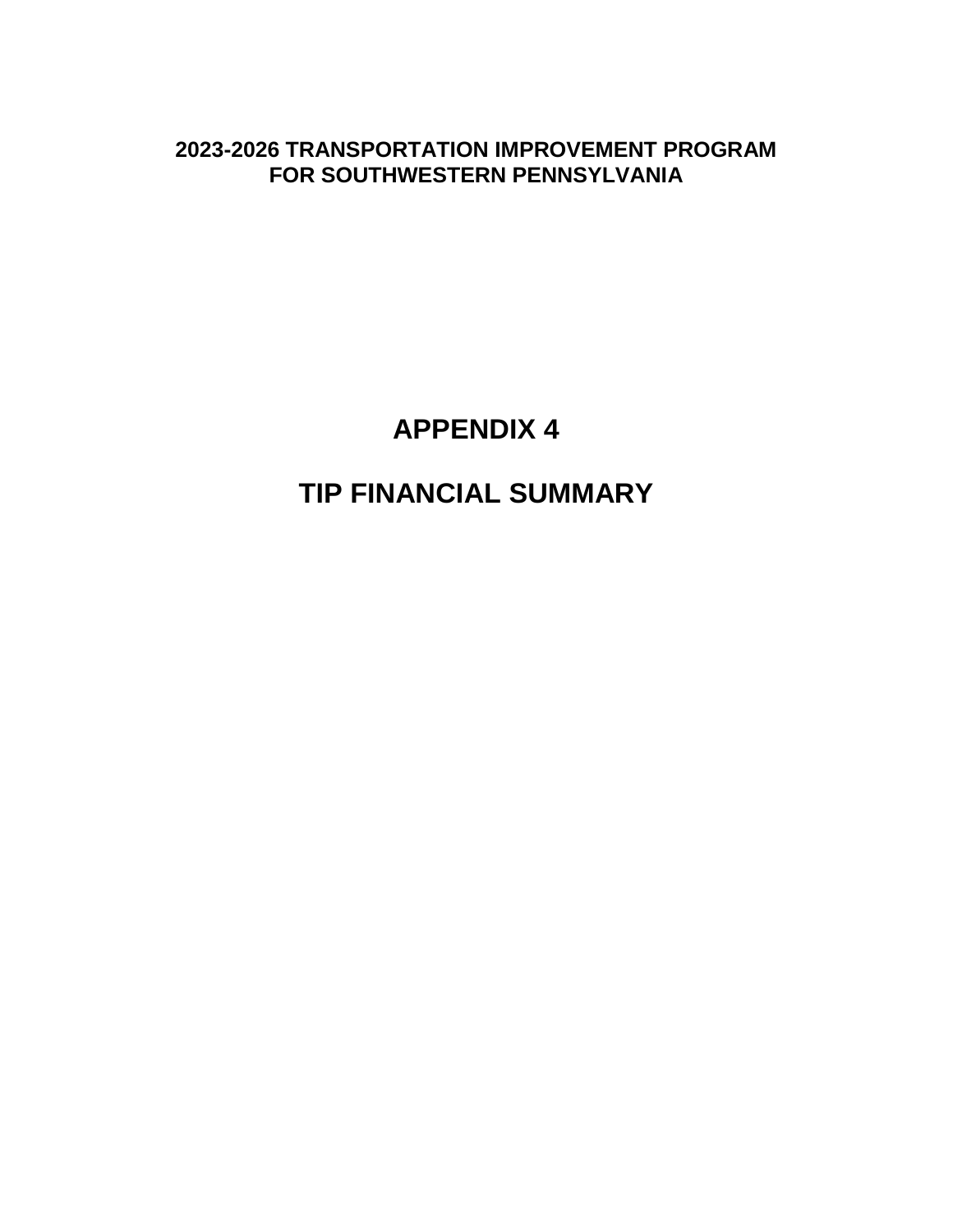**2023-2026 TRANSPORTATION IMPROVEMENT PROGRAM FOR SOUTHWESTERN PENNSYLVANIA**

# APPENDIX 4

# TIP FINANCIAL SUMMARY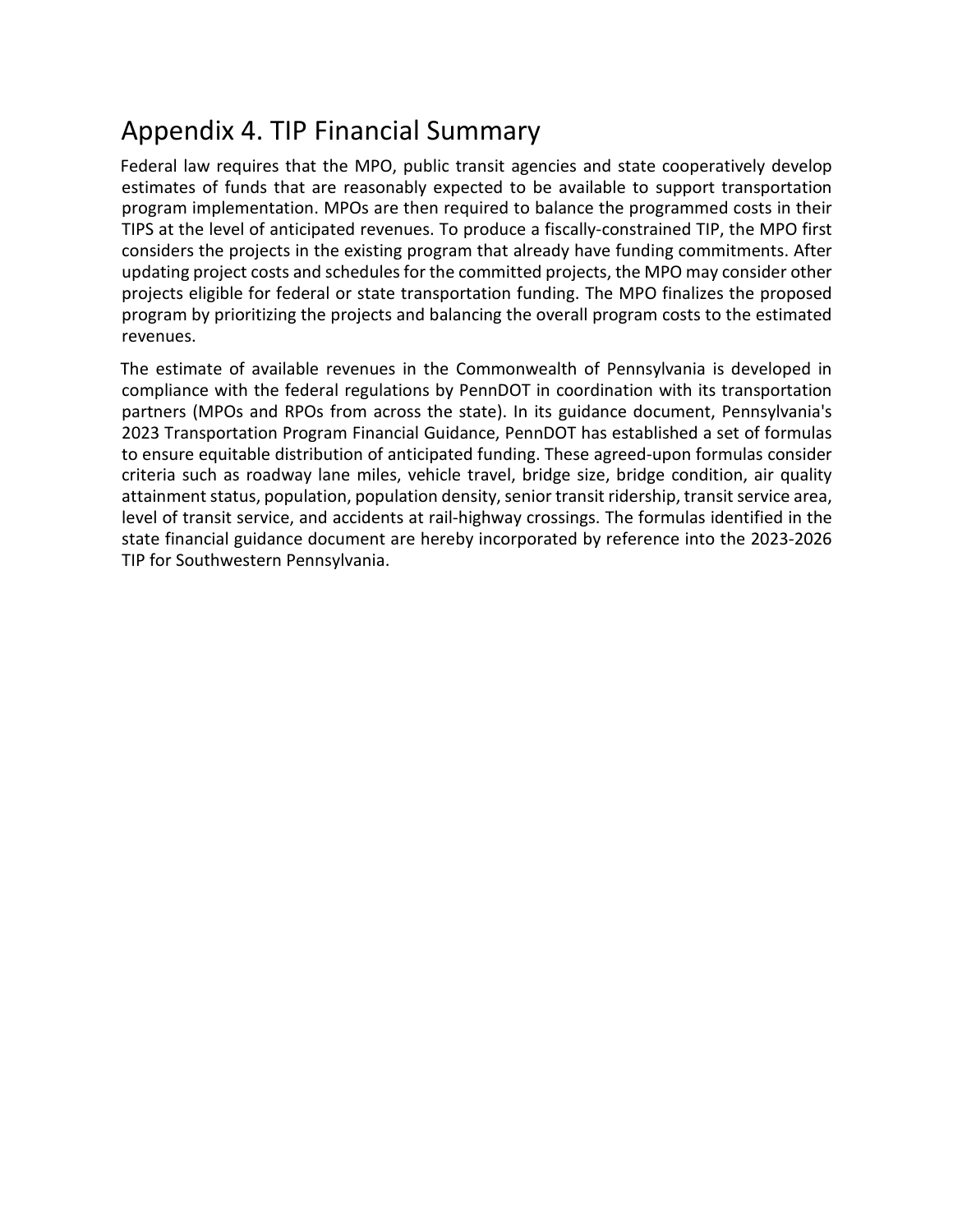# Appendix 4. TIP Financial Summary

Federal law requires that the MPO, public transit agencies and state cooperatively develop estimates of funds that are reasonably expected to be available to support transportation program implementation. MPOs are then required to balance the programmed costs in their TIPS at the level of anticipated revenues. To produce a fiscally-constrained TIP, the MPO first considers the projects in the existing program that already have funding commitments. After updating project costs and schedules for the committed projects, the MPO may consider other projects eligible for federal or state transportation funding. The MPO finalizes the proposed program by prioritizing the projects and balancing the overall program costs to the estimated revenues.

The estimate of available revenues in the Commonwealth of Pennsylvania is developed in compliance with the federal regulations by PennDOT in coordination with its transportation partners (MPOs and RPOs from across the state). In its guidance document, Pennsylvania's 2023 Transportation Program Financial Guidance, PennDOT has established a set of formulas to ensure equitable distribution of anticipated funding. These agreed-upon formulas consider criteria such as roadway lane miles, vehicle travel, bridge size, bridge condition, air quality attainment status, population, population density, senior transit ridership, transit service area, level of transit service, and accidents at rail-highway crossings. The formulas identified in the state financial guidance document are hereby incorporated by reference into the 2023-2026 TIP for Southwestern Pennsylvania.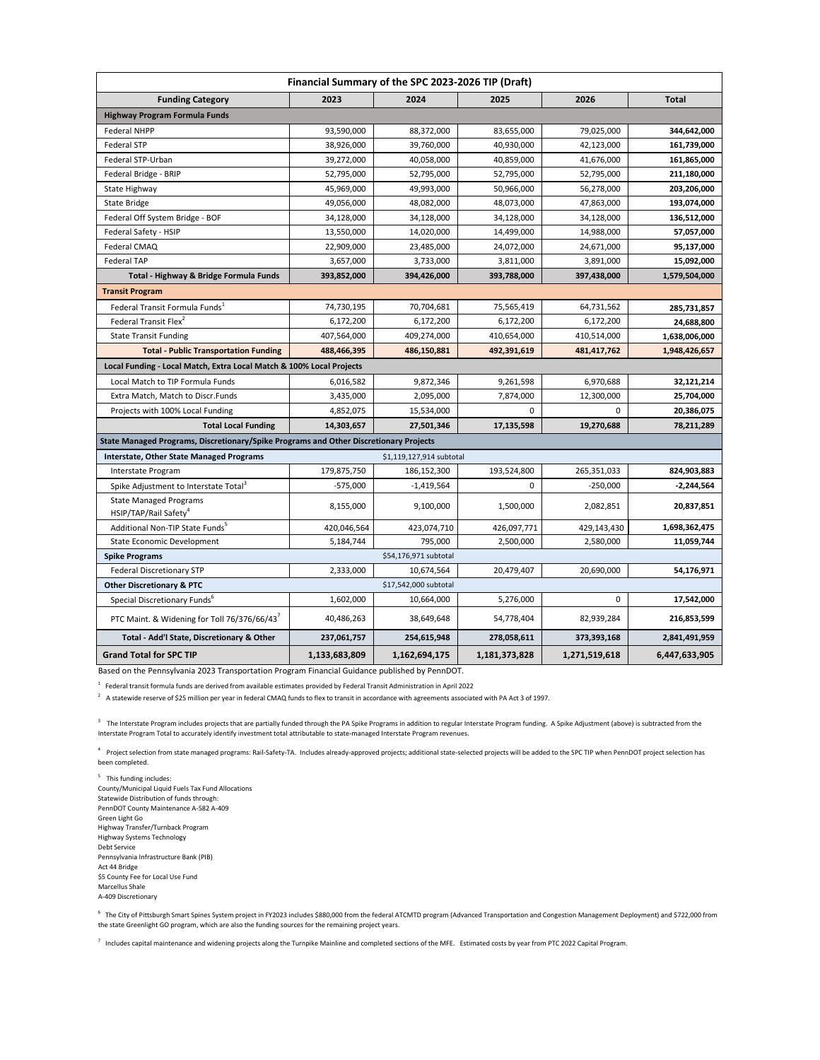| Financial Summary of the SPC 2023-2026 TIP (Draft) | | | | | |
|---|---|---|---|---|---|
| **Funding Category** | **2023** | **2024** | **2025** | **2026** | **Total** |
| **Highway Program Formula Funds** | | | | | |
| Federal NHPP | 93,590,000 | 88,372,000 | 83,655,000 | 79,025,000 | **344,642,000** |
| Federal STP | 38,926,000 | 39,760,000 | 40,930,000 | 42,123,000 | **161,739,000** |
| Federal STP-Urban | 39,272,000 | 40,058,000 | 40,859,000 | 41,676,000 | **161,865,000** |
| Federal Bridge - BRIP | 52,795,000 | 52,795,000 | 52,795,000 | 52,795,000 | **211,180,000** |
| State Highway | 45,969,000 | 49,993,000 | 50,966,000 | 56,278,000 | **203,206,000** |
| State Bridge | 49,056,000 | 48,082,000 | 48,073,000 | 47,863,000 | **193,074,000** |
| Federal Off System Bridge - BOF | 34,128,000 | 34,128,000 | 34,128,000 | 34,128,000 | **136,512,000** |
| Federal Safety - HSIP | 13,550,000 | 14,020,000 | 14,499,000 | 14,988,000 | **57,057,000** |
| Federal CMAQ | 22,909,000 | 23,485,000 | 24,072,000 | 24,671,000 | **95,137,000** |
| Federal TAP | 3,657,000 | 3,733,000 | 3,811,000 | 3,891,000 | **15,092,000** |
| **Total - Highway & Bridge Formula Funds** | **393,852,000** | **394,426,000** | **393,788,000** | **397,438,000** | **1,579,504,000** |
| **Transit Program** | | | | | |
| Federal Transit Formula Funds[1] | 74,730,195 | 70,704,681 | 75,565,419 | 64,731,562 | **285,731,857** |
| Federal Transit Flex[2] | 6,172,200 | 6,172,200 | 6,172,200 | 6,172,200 | **24,688,800** |
| State Transit Funding | 407,564,000 | 409,274,000 | 410,654,000 | 410,514,000 | **1,638,006,000** |
| **Total - Public Transportation Funding** | **488,466,395** | **486,150,881** | **492,391,619** | **481,417,762** | **1,948,426,657** |
| **Local Funding - Local Match, Extra Local Match & 100% Local Projects** | | | | | |
| Local Match to TIP Formula Funds | 6,016,582 | 9,872,346 | 9,261,598 | 6,970,688 | **32,121,214** |
| Extra Match, Match to Discr.Funds | 3,435,000 | 2,095,000 | 7,874,000 | 12,300,000 | **25,704,000** |
| Projects with 100% Local Funding | 4,852,075 | 15,534,000 | 0 | 0 | **20,386,075** |
| **Total Local Funding** | **14,303,657** | **27,501,346** | **17,135,598** | **19,270,688** | **78,211,289** |
| **State Managed Programs, Discretionary/Spike Programs and Other Discretionary Projects** | | | | | |
| **Interstate, Other State Managed Programs** | | $1,119,127,914 subtotal | | | |
| Interstate Program | 179,875,750 | 186,152,300 | 193,524,800 | 265,351,033 | **824,903,883** |
| Spike Adjustment to Interstate Total[3] | -575,000 | -1,419,564 | 0 | -250,000 | **-2,244,564** |
| State Managed Programs HSIP/TAP/Rail Safety[4] | 8,155,000 | 9,100,000 | 1,500,000 | 2,082,851 | **20,837,851** |
| Additional Non-TIP State Funds[5] | 420,046,564 | 423,074,710 | 426,097,771 | 429,143,430 | **1,698,362,475** |
| State Economic Development | 5,184,744 | 795,000 | 2,500,000 | 2,580,000 | **11,059,744** |
| **Spike Programs** | | $54,176,971 subtotal | | | |
| Federal Discretionary STP | 2,333,000 | 10,674,564 | 20,479,407 | 20,690,000 | **54,176,971** |
| **Other Discretionary & PTC** | | $17,542,000 subtotal | | | |
| Special Discretionary Funds[6] | 1,602,000 | 10,664,000 | 5,276,000 | 0 | **17,542,000** |
| PTC Maint. & Widening for Toll 76/376/66/43[7] | 40,486,263 | 38,649,648 | 54,778,404 | 82,939,284 | **216,853,599** |
| **Total - Add'l State, Discretionary & Other** | **237,061,757** | **254,615,948** | **278,058,611** | **373,393,168** | **2,841,491,959** |
| **Grand Total for SPC TIP** | **1,133,683,809** | **1,162,694,175** | **1,181,373,828** | **1,271,519,618** | **6,447,633,905** |

Based on the Pennsylvania 2023 Transportation Program Financial Guidance published by PennDOT.

[1] Federal transit formula funds are derived from available estimates provided by Federal Transit Administration in April 2022

[2] A statewide reserve of $25 million per year in federal CMAQ funds to flex to transit in accordance with agreements associated with PA Act 3 of 1997.

[3] The Interstate Program includes projects that are partially funded through the PA Spike Programs in addition to regular Interstate Program funding. A Spike Adjustment (above) is subtracted from the Interstate Program Total to accurately identify investment total attributable to state-managed Interstate Program revenues.

[4] Project selection from state managed programs: Rail-Safety-TA. Includes already-approved projects; additional state-selected projects will be added to the SPC TIP when PennDOT project selection has been completed.

[5] This funding includes:
County/Municipal Liquid Fuels Tax Fund Allocations
Statewide Distribution of funds through:
PennDOT County Maintenance A-582 A-409
Green Light Go
Highway Transfer/Turnback Program
Highway Systems Technology
Debt Service
Pennsylvania Infrastructure Bank (PIB)
Act 44 Bridge
$5 County Fee for Local Use Fund
Marcellus Shale
A-409 Discretionary

[6] The City of Pittsburgh Smart Spines System project in FY2023 includes $880,000 from the federal ATCMTD program (Advanced Transportation and Congestion Management Deployment) and $722,000 from the state Greenlight GO program, which are also the funding sources for the remaining project years.

[7] Includes capital maintenance and widening projects along the Turnpike Mainline and completed sections of the MFE. Estimated costs by year from PTC 2022 Capital Program.